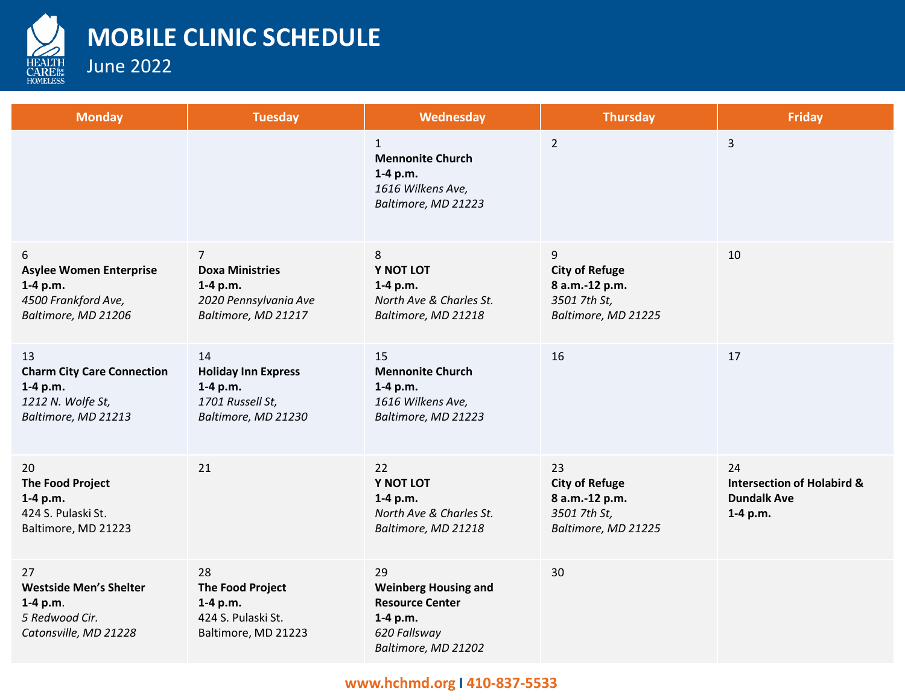# MOBILE CLINIC SCHEDULE

June 2022

| Monday | Tuesday | Wednesday | Thursday | Friday |
|---|---|---|---|---|
| | | 1<br>**Mennonite Church**<br>**1-4 p.m.**<br>*1616 Wilkens Ave, Baltimore, MD 21223* | 2 | 3 |
| 6<br>**Asylee Women Enterprise**<br>**1-4 p.m.**<br>*4500 Frankford Ave, Baltimore, MD 21206* | 7<br>**Doxa Ministries**<br>**1-4 p.m.**<br>*2020 Pennsylvania Ave Baltimore, MD 21217* | 8<br>**Y NOT LOT**<br>**1-4 p.m.**<br>*North Ave & Charles St. Baltimore, MD 21218* | 9<br>**City of Refuge**<br>**8 a.m.-12 p.m.**<br>*3501 7th St, Baltimore, MD 21225* | 10 |
| 13<br>**Charm City Care Connection**<br>**1-4 p.m.**<br>*1212 N. Wolfe St, Baltimore, MD 21213* | 14<br>**Holiday Inn Express**<br>**1-4 p.m.**<br>*1701 Russell St, Baltimore, MD 21230* | 15<br>**Mennonite Church**<br>**1-4 p.m.**<br>*1616 Wilkens Ave, Baltimore, MD 21223* | 16 | 17 |
| 20<br>**The Food Project**<br>**1-4 p.m.**<br>424 S. Pulaski St. Baltimore, MD 21223 | 21 | 22<br>**Y NOT LOT**<br>**1-4 p.m.**<br>*North Ave & Charles St. Baltimore, MD 21218* | 23<br>**City of Refuge**<br>**8 a.m.-12 p.m.**<br>*3501 7th St, Baltimore, MD 21225* | 24<br>**Intersection of Holabird & Dundalk Ave**<br>**1-4 p.m.** |
| 27<br>**Westside Men's Shelter**<br>**1-4 p.m.**<br>*5 Redwood Cir. Catonsville, MD 21228* | 28<br>**The Food Project**<br>**1-4 p.m.**<br>424 S. Pulaski St. Baltimore, MD 21223 | 29<br>**Weinberg Housing and Resource Center**<br>**1-4 p.m.**<br>*620 Fallsway Baltimore, MD 21202* | 30 | |

www.hchmd.org | 410-837-5533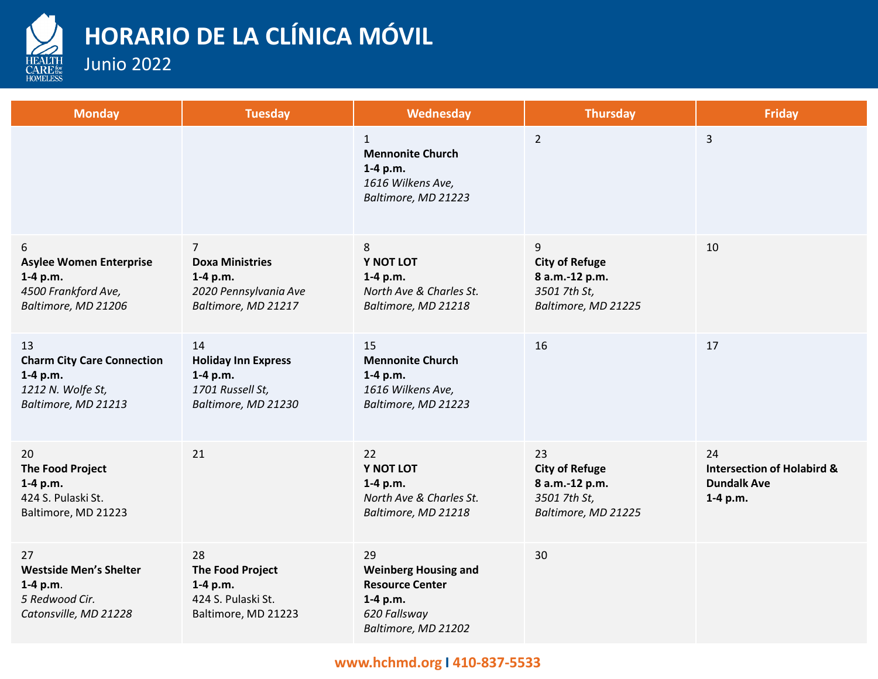# HORARIO DE LA CLÍNICA MÓVIL

Junio 2022

| Monday | Tuesday | Wednesday | Thursday | Friday |
|---|---|---|---|---|
| | | 1<br>**Mennonite Church**<br>**1-4 p.m.**<br>*1616 Wilkens Ave, Baltimore, MD 21223* | 2 | 3 |
| 6<br>**Asylee Women Enterprise**<br>**1-4 p.m.**<br>*4500 Frankford Ave, Baltimore, MD 21206* | 7<br>**Doxa Ministries**<br>**1-4 p.m.**<br>*2020 Pennsylvania Ave Baltimore, MD 21217* | 8<br>**Y NOT LOT**<br>**1-4 p.m.**<br>*North Ave & Charles St. Baltimore, MD 21218* | 9<br>**City of Refuge**<br>**8 a.m.-12 p.m.**<br>*3501 7th St, Baltimore, MD 21225* | 10 |
| 13<br>**Charm City Care Connection**<br>**1-4 p.m.**<br>*1212 N. Wolfe St, Baltimore, MD 21213* | 14<br>**Holiday Inn Express**<br>**1-4 p.m.**<br>*1701 Russell St, Baltimore, MD 21230* | 15<br>**Mennonite Church**<br>**1-4 p.m.**<br>*1616 Wilkens Ave, Baltimore, MD 21223* | 16 | 17 |
| 20<br>**The Food Project**<br>**1-4 p.m.**<br>424 S. Pulaski St. Baltimore, MD 21223 | 21 | 22<br>**Y NOT LOT**<br>**1-4 p.m.**<br>*North Ave & Charles St. Baltimore, MD 21218* | 23<br>**City of Refuge**<br>**8 a.m.-12 p.m.**<br>*3501 7th St, Baltimore, MD 21225* | 24<br>**Intersection of Holabird & Dundalk Ave**<br>**1-4 p.m.** |
| 27<br>**Westside Men's Shelter**<br>**1-4 p.m**.<br>*5 Redwood Cir. Catonsville, MD 21228* | 28<br>**The Food Project**<br>**1-4 p.m.**<br>424 S. Pulaski St. Baltimore, MD 21223 | 29<br>**Weinberg Housing and Resource Center**<br>**1-4 p.m.**<br>*620 Fallsway Baltimore, MD 21202* | 30 | |

**www.hchmd.org I 410-837-5533**